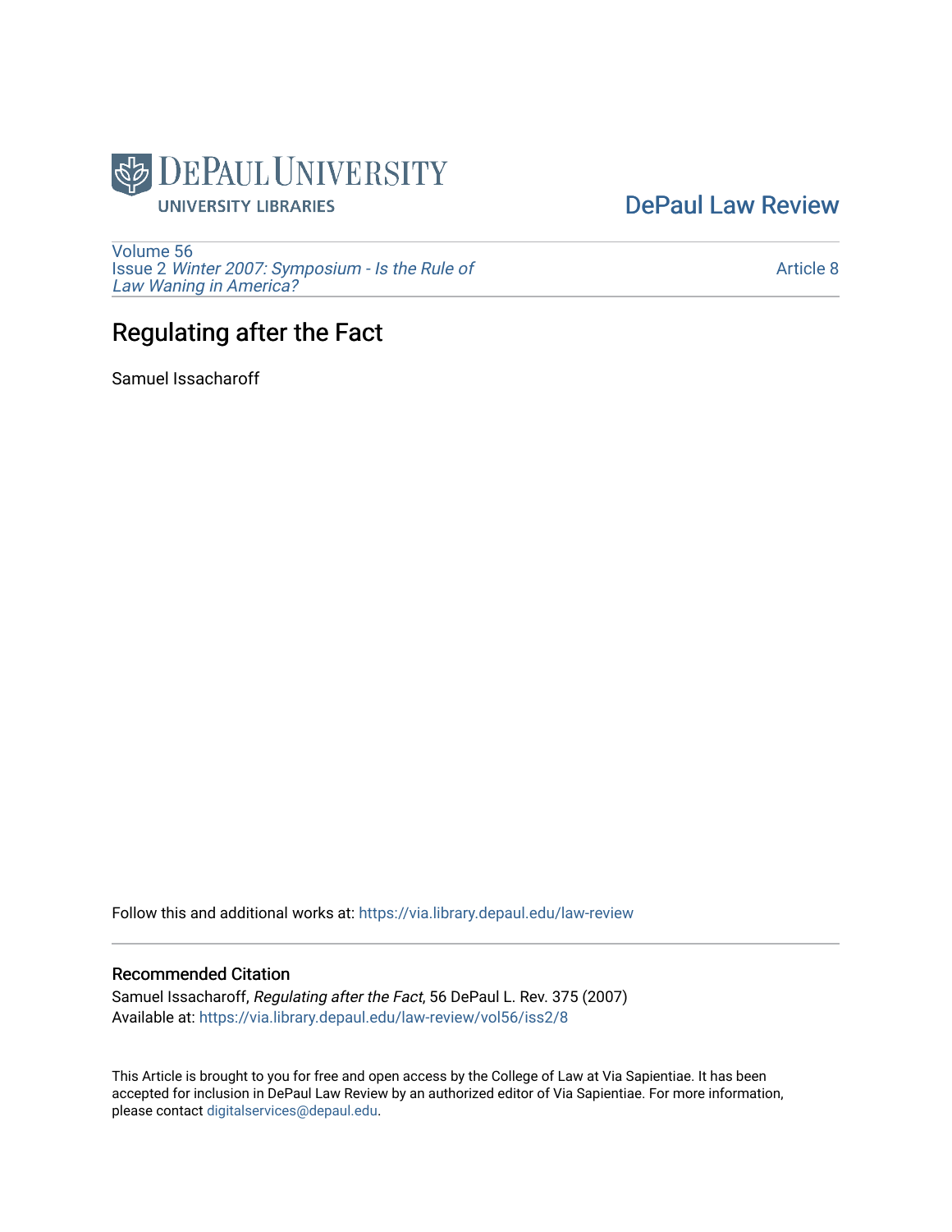DePaul University
UNIVERSITY LIBRARIES

DePaul Law Review

Volume 56
Issue 2 *Winter 2007: Symposium - Is the Rule of Law Waning in America?*

Article 8

# Regulating after the Fact

Samuel Issacharoff

Follow this and additional works at: https://via.library.depaul.edu/law-review

## Recommended Citation

Samuel Issacharoff, *Regulating after the Fact*, 56 DePaul L. Rev. 375 (2007)
Available at: https://via.library.depaul.edu/law-review/vol56/iss2/8

This Article is brought to you for free and open access by the College of Law at Via Sapientiae. It has been accepted for inclusion in DePaul Law Review by an authorized editor of Via Sapientiae. For more information, please contact digitalservices@depaul.edu.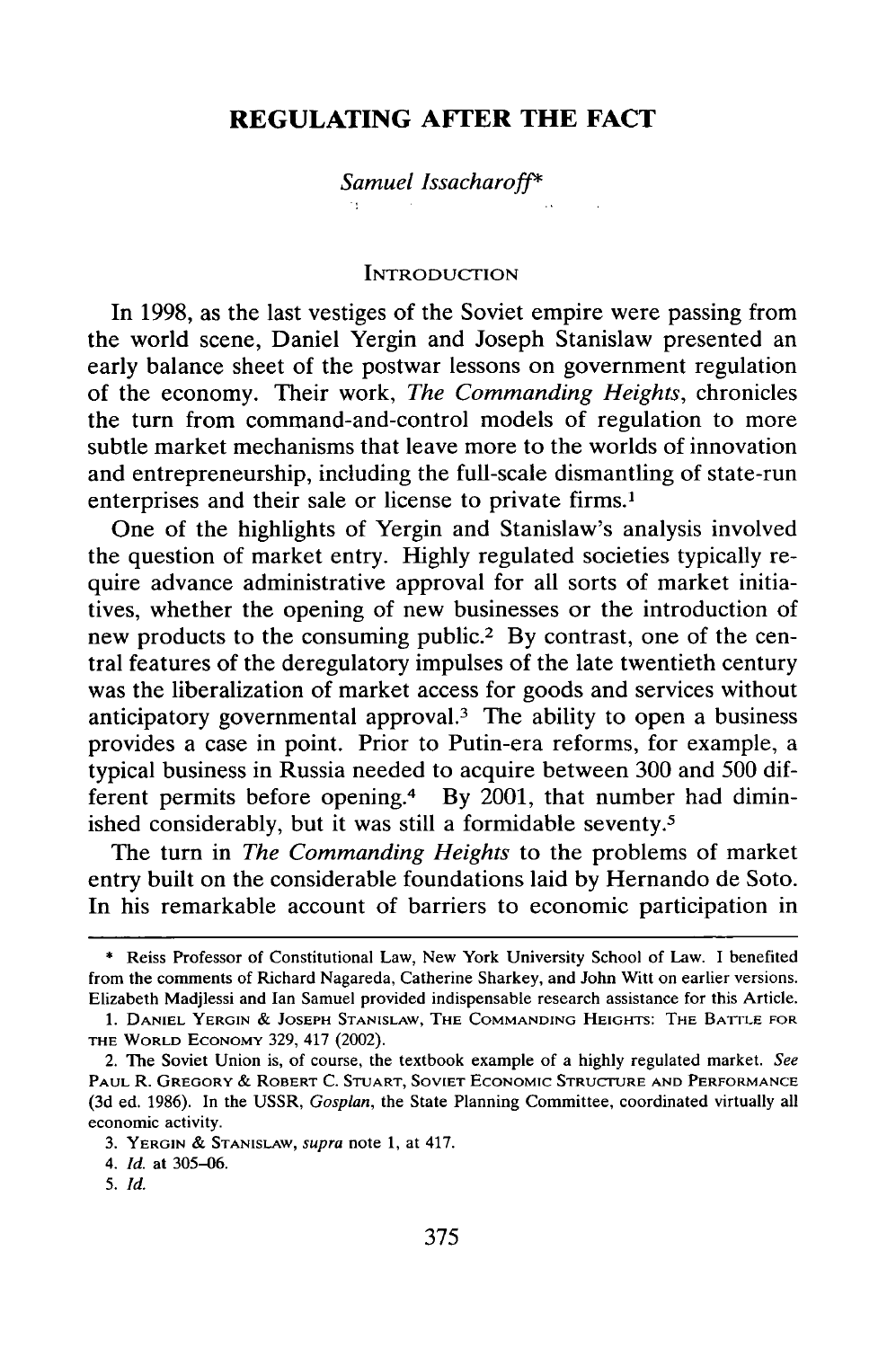# REGULATING AFTER THE FACT

*Samuel Issacharoff\**

## INTRODUCTION

In 1998, as the last vestiges of the Soviet empire were passing from the world scene, Daniel Yergin and Joseph Stanislaw presented an early balance sheet of the postwar lessons on government regulation of the economy. Their work, *The Commanding Heights*, chronicles the turn from command-and-control models of regulation to more subtle market mechanisms that leave more to the worlds of innovation and entrepreneurship, including the full-scale dismantling of state-run enterprises and their sale or license to private firms.[1]

One of the highlights of Yergin and Stanislaw's analysis involved the question of market entry. Highly regulated societies typically require advance administrative approval for all sorts of market initiatives, whether the opening of new businesses or the introduction of new products to the consuming public.[2] By contrast, one of the central features of the deregulatory impulses of the late twentieth century was the liberalization of market access for goods and services without anticipatory governmental approval.[3] The ability to open a business provides a case in point. Prior to Putin-era reforms, for example, a typical business in Russia needed to acquire between 300 and 500 different permits before opening.[4] By 2001, that number had diminished considerably, but it was still a formidable seventy.[5]

The turn in *The Commanding Heights* to the problems of market entry built on the considerable foundations laid by Hernando de Soto. In his remarkable account of barriers to economic participation in

---

\* Reiss Professor of Constitutional Law, New York University School of Law. I benefited from the comments of Richard Nagareda, Catherine Sharkey, and John Witt on earlier versions. Elizabeth Madjlessi and Ian Samuel provided indispensable research assistance for this Article.

1. DANIEL YERGIN & JOSEPH STANISLAW, THE COMMANDING HEIGHTS: THE BATTLE FOR THE WORLD ECONOMY 329, 417 (2002).

2. The Soviet Union is, of course, the textbook example of a highly regulated market. *See* PAUL R. GREGORY & ROBERT C. STUART, SOVIET ECONOMIC STRUCTURE AND PERFORMANCE (3d ed. 1986). In the USSR, *Gosplan*, the State Planning Committee, coordinated virtually all economic activity.

3. YERGIN & STANISLAW, *supra* note 1, at 417.

4. *Id.* at 305–06.

5. *Id.*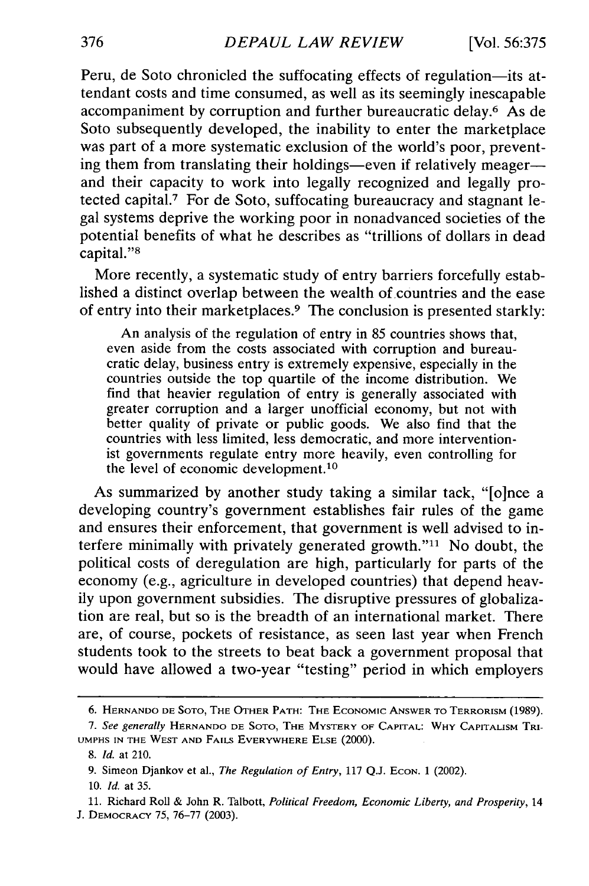Peru, de Soto chronicled the suffocating effects of regulation—its attendant costs and time consumed, as well as its seemingly inescapable accompaniment by corruption and further bureaucratic delay.[6] As de Soto subsequently developed, the inability to enter the marketplace was part of a more systematic exclusion of the world's poor, preventing them from translating their holdings—even if relatively meager—and their capacity to work into legally recognized and legally protected capital.[7] For de Soto, suffocating bureaucracy and stagnant legal systems deprive the working poor in nonadvanced societies of the potential benefits of what he describes as "trillions of dollars in dead capital."[8]

More recently, a systematic study of entry barriers forcefully established a distinct overlap between the wealth of countries and the ease of entry into their marketplaces.[9] The conclusion is presented starkly:

> An analysis of the regulation of entry in 85 countries shows that, even aside from the costs associated with corruption and bureaucratic delay, business entry is extremely expensive, especially in the countries outside the top quartile of the income distribution. We find that heavier regulation of entry is generally associated with greater corruption and a larger unofficial economy, but not with better quality of private or public goods. We also find that the countries with less limited, less democratic, and more interventionist governments regulate entry more heavily, even controlling for the level of economic development.[10]

As summarized by another study taking a similar tack, "[o]nce a developing country's government establishes fair rules of the game and ensures their enforcement, that government is well advised to interfere minimally with privately generated growth."[11] No doubt, the political costs of deregulation are high, particularly for parts of the economy (e.g., agriculture in developed countries) that depend heavily upon government subsidies. The disruptive pressures of globalization are real, but so is the breadth of an international market. There are, of course, pockets of resistance, as seen last year when French students took to the streets to beat back a government proposal that would have allowed a two-year "testing" period in which employers

---

6. HERNANDO DE SOTO, THE OTHER PATH: THE ECONOMIC ANSWER TO TERRORISM (1989).

7. *See generally* HERNANDO DE SOTO, THE MYSTERY OF CAPITAL: WHY CAPITALISM TRIUMPHS IN THE WEST AND FAILS EVERYWHERE ELSE (2000).

8. *Id.* at 210.

9. Simeon Djankov et al., *The Regulation of Entry*, 117 Q.J. ECON. 1 (2002).

10. *Id.* at 35.

11. Richard Roll & John R. Talbott, *Political Freedom, Economic Liberty, and Prosperity*, 14 J. DEMOCRACY 75, 76–77 (2003).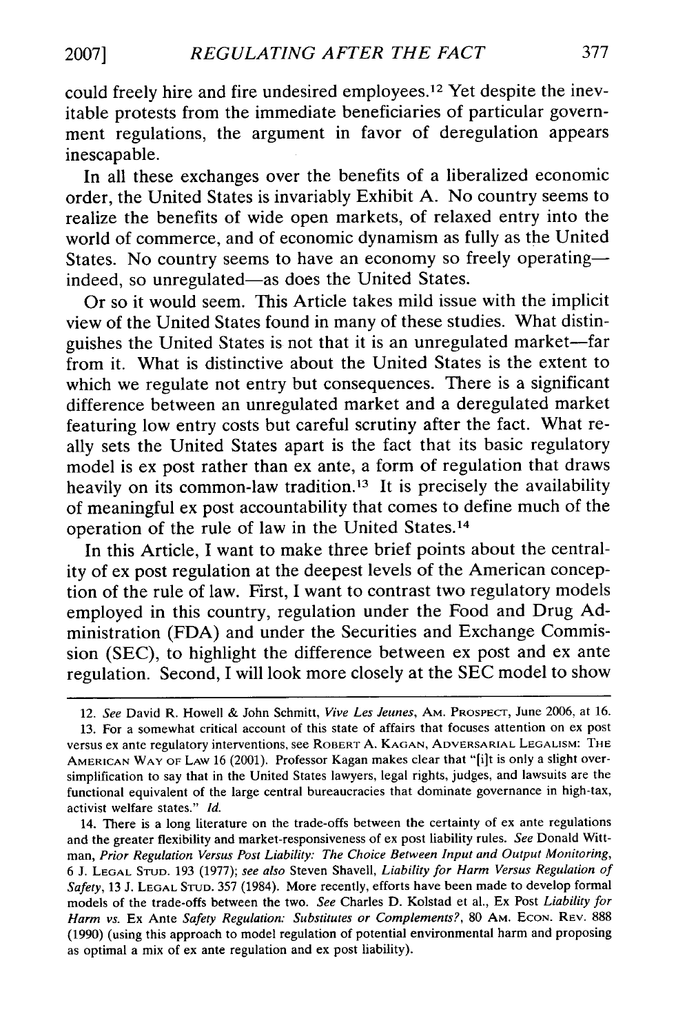could freely hire and fire undesired employees.[12] Yet despite the inevitable protests from the immediate beneficiaries of particular government regulations, the argument in favor of deregulation appears inescapable.

In all these exchanges over the benefits of a liberalized economic order, the United States is invariably Exhibit A. No country seems to realize the benefits of wide open markets, of relaxed entry into the world of commerce, and of economic dynamism as fully as the United States. No country seems to have an economy so freely operating—indeed, so unregulated—as does the United States.

Or so it would seem. This Article takes mild issue with the implicit view of the United States found in many of these studies. What distinguishes the United States is not that it is an unregulated market—far from it. What is distinctive about the United States is the extent to which we regulate not entry but consequences. There is a significant difference between an unregulated market and a deregulated market featuring low entry costs but careful scrutiny after the fact. What really sets the United States apart is the fact that its basic regulatory model is ex post rather than ex ante, a form of regulation that draws heavily on its common-law tradition.[13] It is precisely the availability of meaningful ex post accountability that comes to define much of the operation of the rule of law in the United States.[14]

In this Article, I want to make three brief points about the centrality of ex post regulation at the deepest levels of the American conception of the rule of law. First, I want to contrast two regulatory models employed in this country, regulation under the Food and Drug Administration (FDA) and under the Securities and Exchange Commission (SEC), to highlight the difference between ex post and ex ante regulation. Second, I will look more closely at the SEC model to show

---

12. *See* David R. Howell & John Schmitt, *Vive Les Jeunes*, AM. PROSPECT, June 2006, at 16.

13. For a somewhat critical account of this state of affairs that focuses attention on ex post versus ex ante regulatory interventions, see ROBERT A. KAGAN, ADVERSARIAL LEGALISM: THE AMERICAN WAY OF LAW 16 (2001). Professor Kagan makes clear that "[i]t is only a slight oversimplification to say that in the United States lawyers, legal rights, judges, and lawsuits are the functional equivalent of the large central bureaucracies that dominate governance in high-tax, activist welfare states." *Id.*

14. There is a long literature on the trade-offs between the certainty of ex ante regulations and the greater flexibility and market-responsiveness of ex post liability rules. *See* Donald Wittman, *Prior Regulation Versus Post Liability: The Choice Between Input and Output Monitoring*, 6 J. LEGAL STUD. 193 (1977); *see also* Steven Shavell, *Liability for Harm Versus Regulation of Safety*, 13 J. LEGAL STUD. 357 (1984). More recently, efforts have been made to develop formal models of the trade-offs between the two. *See* Charles D. Kolstad et al., Ex Post *Liability for Harm vs.* Ex Ante *Safety Regulation: Substitutes or Complements?*, 80 AM. ECON. REV. 888 (1990) (using this approach to model regulation of potential environmental harm and proposing as optimal a mix of ex ante regulation and ex post liability).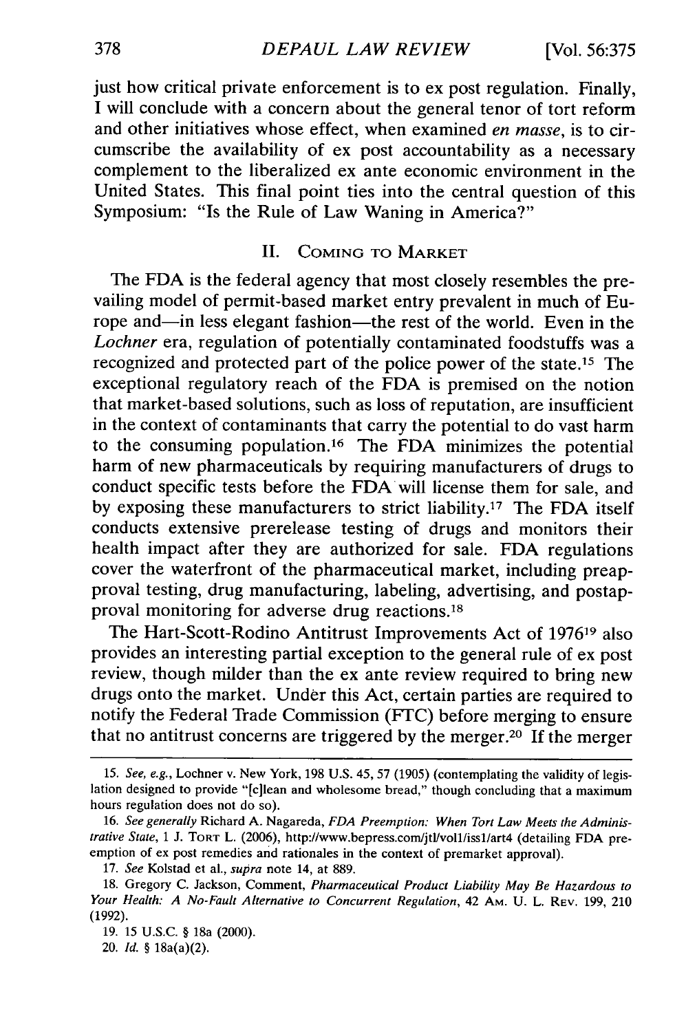just how critical private enforcement is to ex post regulation. Finally, I will conclude with a concern about the general tenor of tort reform and other initiatives whose effect, when examined *en masse*, is to circumscribe the availability of ex post accountability as a necessary complement to the liberalized ex ante economic environment in the United States. This final point ties into the central question of this Symposium: "Is the Rule of Law Waning in America?"

## II. Coming to Market

The FDA is the federal agency that most closely resembles the prevailing model of permit-based market entry prevalent in much of Europe and—in less elegant fashion—the rest of the world. Even in the *Lochner* era, regulation of potentially contaminated foodstuffs was a recognized and protected part of the police power of the state.[15] The exceptional regulatory reach of the FDA is premised on the notion that market-based solutions, such as loss of reputation, are insufficient in the context of contaminants that carry the potential to do vast harm to the consuming population.[16] The FDA minimizes the potential harm of new pharmaceuticals by requiring manufacturers of drugs to conduct specific tests before the FDA will license them for sale, and by exposing these manufacturers to strict liability.[17] The FDA itself conducts extensive prerelease testing of drugs and monitors their health impact after they are authorized for sale. FDA regulations cover the waterfront of the pharmaceutical market, including preapproval testing, drug manufacturing, labeling, advertising, and postapproval monitoring for adverse drug reactions.[18]

The Hart-Scott-Rodino Antitrust Improvements Act of 1976[19] also provides an interesting partial exception to the general rule of ex post review, though milder than the ex ante review required to bring new drugs onto the market. Under this Act, certain parties are required to notify the Federal Trade Commission (FTC) before merging to ensure that no antitrust concerns are triggered by the merger.[20] If the merger

---

15. *See, e.g.*, Lochner v. New York, 198 U.S. 45, 57 (1905) (contemplating the validity of legislation designed to provide "[c]lean and wholesome bread," though concluding that a maximum hours regulation does not do so).

16. *See generally* Richard A. Nagareda, *FDA Preemption: When Tort Law Meets the Administrative State*, 1 J. Tort L. (2006), http://www.bepress.com/jtl/vol1/iss1/art4 (detailing FDA preemption of ex post remedies and rationales in the context of premarket approval).

17. *See* Kolstad et al., *supra* note 14, at 889.

18. Gregory C. Jackson, Comment, *Pharmaceutical Product Liability May Be Hazardous to Your Health: A No-Fault Alternative to Concurrent Regulation*, 42 Am. U. L. Rev. 199, 210 (1992).

19. 15 U.S.C. § 18a (2000).

20. *Id.* § 18a(a)(2).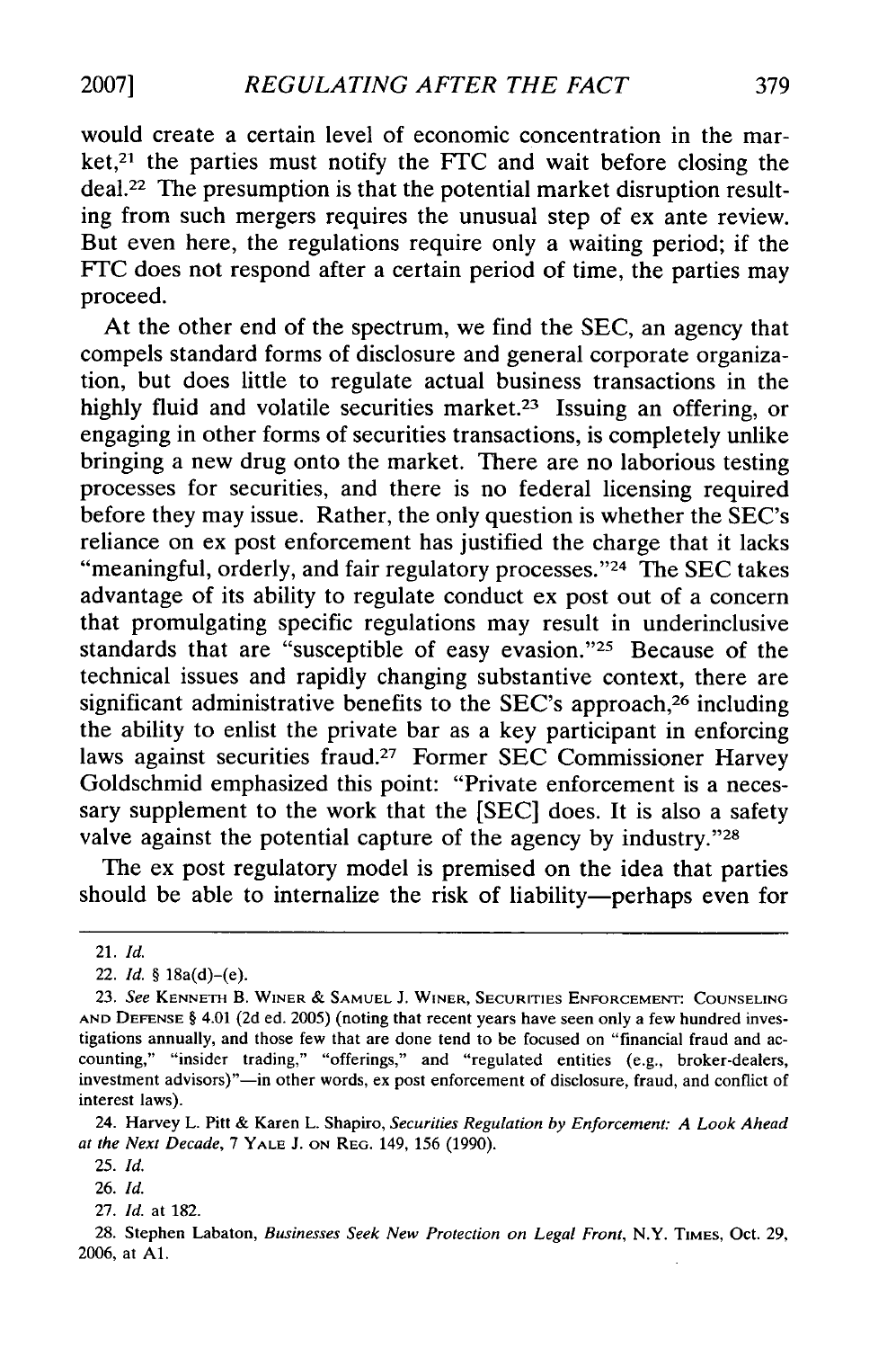would create a certain level of economic concentration in the market,[21] the parties must notify the FTC and wait before closing the deal.[22] The presumption is that the potential market disruption resulting from such mergers requires the unusual step of ex ante review. But even here, the regulations require only a waiting period; if the FTC does not respond after a certain period of time, the parties may proceed.

At the other end of the spectrum, we find the SEC, an agency that compels standard forms of disclosure and general corporate organization, but does little to regulate actual business transactions in the highly fluid and volatile securities market.[23] Issuing an offering, or engaging in other forms of securities transactions, is completely unlike bringing a new drug onto the market. There are no laborious testing processes for securities, and there is no federal licensing required before they may issue. Rather, the only question is whether the SEC's reliance on ex post enforcement has justified the charge that it lacks "meaningful, orderly, and fair regulatory processes."[24] The SEC takes advantage of its ability to regulate conduct ex post out of a concern that promulgating specific regulations may result in underinclusive standards that are "susceptible of easy evasion."[25] Because of the technical issues and rapidly changing substantive context, there are significant administrative benefits to the SEC's approach,[26] including the ability to enlist the private bar as a key participant in enforcing laws against securities fraud.[27] Former SEC Commissioner Harvey Goldschmid emphasized this point: "Private enforcement is a necessary supplement to the work that the [SEC] does. It is also a safety valve against the potential capture of the agency by industry."[28]

The ex post regulatory model is premised on the idea that parties should be able to internalize the risk of liability—perhaps even for

---

21. *Id.*

22. *Id.* § 18a(d)-(e).

23. *See* KENNETH B. WINER & SAMUEL J. WINER, SECURITIES ENFORCEMENT: COUNSELING AND DEFENSE § 4.01 (2d ed. 2005) (noting that recent years have seen only a few hundred investigations annually, and those few that are done tend to be focused on "financial fraud and accounting," "insider trading," "offerings," and "regulated entities (e.g., broker-dealers, investment advisors)"—in other words, ex post enforcement of disclosure, fraud, and conflict of interest laws).

24. Harvey L. Pitt & Karen L. Shapiro, *Securities Regulation by Enforcement: A Look Ahead at the Next Decade*, 7 YALE J. ON REG. 149, 156 (1990).

25. *Id.*

26. *Id.*

27. *Id.* at 182.

28. Stephen Labaton, *Businesses Seek New Protection on Legal Front*, N.Y. TIMES, Oct. 29, 2006, at A1.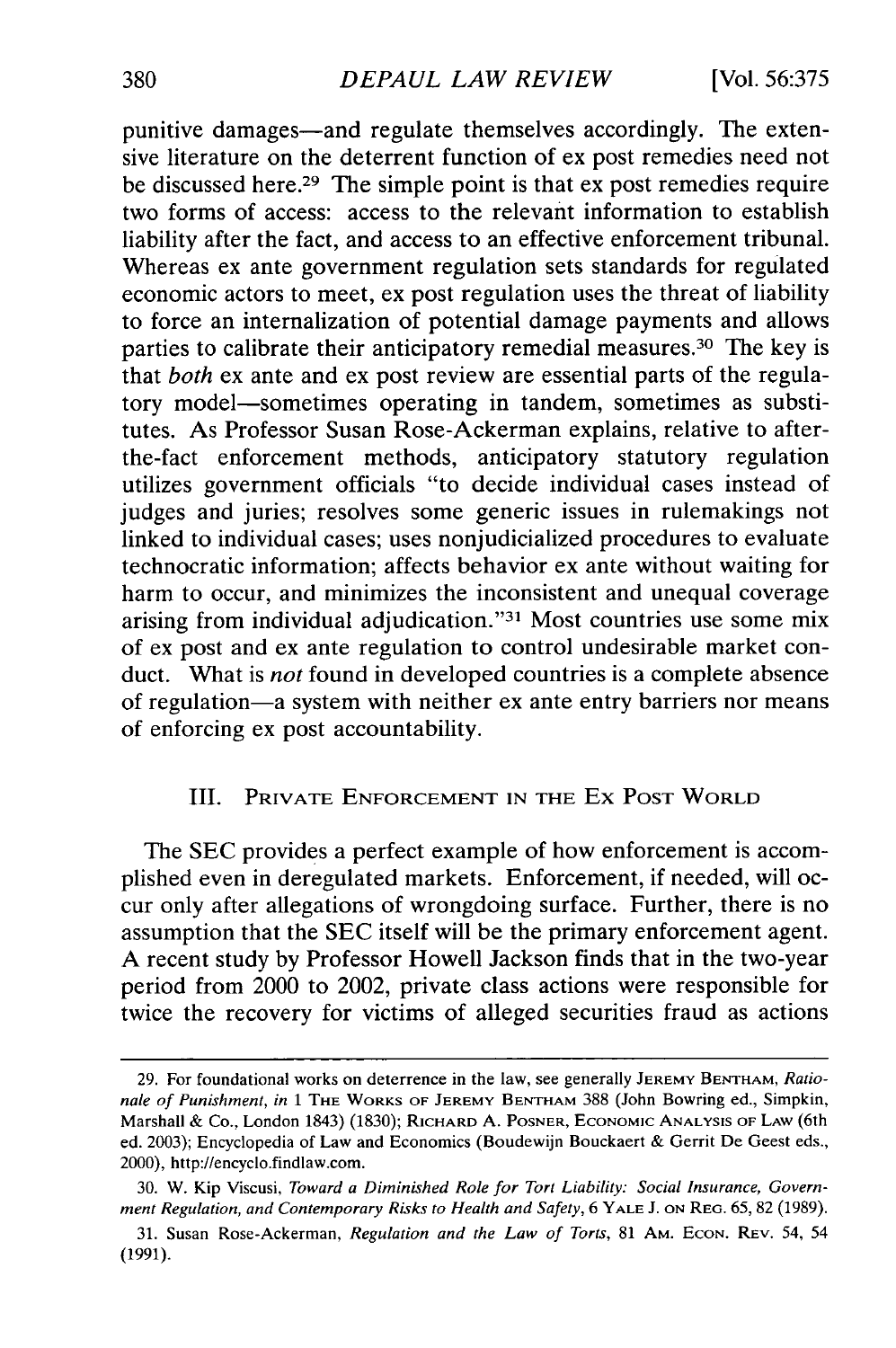punitive damages—and regulate themselves accordingly. The extensive literature on the deterrent function of ex post remedies need not be discussed here.[29] The simple point is that ex post remedies require two forms of access: access to the relevant information to establish liability after the fact, and access to an effective enforcement tribunal. Whereas ex ante government regulation sets standards for regulated economic actors to meet, ex post regulation uses the threat of liability to force an internalization of potential damage payments and allows parties to calibrate their anticipatory remedial measures.[30] The key is that *both* ex ante and ex post review are essential parts of the regulatory model—sometimes operating in tandem, sometimes as substitutes. As Professor Susan Rose-Ackerman explains, relative to after-the-fact enforcement methods, anticipatory statutory regulation utilizes government officials "to decide individual cases instead of judges and juries; resolves some generic issues in rulemakings not linked to individual cases; uses nonjudicialized procedures to evaluate technocratic information; affects behavior ex ante without waiting for harm to occur, and minimizes the inconsistent and unequal coverage arising from individual adjudication."[31] Most countries use some mix of ex post and ex ante regulation to control undesirable market conduct. What is *not* found in developed countries is a complete absence of regulation—a system with neither ex ante entry barriers nor means of enforcing ex post accountability.

## III. Private Enforcement in the Ex Post World

The SEC provides a perfect example of how enforcement is accomplished even in deregulated markets. Enforcement, if needed, will occur only after allegations of wrongdoing surface. Further, there is no assumption that the SEC itself will be the primary enforcement agent. A recent study by Professor Howell Jackson finds that in the two-year period from 2000 to 2002, private class actions were responsible for twice the recovery for victims of alleged securities fraud as actions

---

29. For foundational works on deterrence in the law, see generally Jeremy Bentham, *Rationale of Punishment*, *in* 1 The Works of Jeremy Bentham 388 (John Bowring ed., Simpkin, Marshall & Co., London 1843) (1830); Richard A. Posner, Economic Analysis of Law (6th ed. 2003); Encyclopedia of Law and Economics (Boudewijn Bouckaert & Gerrit De Geest eds., 2000), http://encyclo.findlaw.com.

30. W. Kip Viscusi, *Toward a Diminished Role for Tort Liability: Social Insurance, Government Regulation, and Contemporary Risks to Health and Safety*, 6 Yale J. on Reg. 65, 82 (1989).

31. Susan Rose-Ackerman, *Regulation and the Law of Torts*, 81 Am. Econ. Rev. 54, 54 (1991).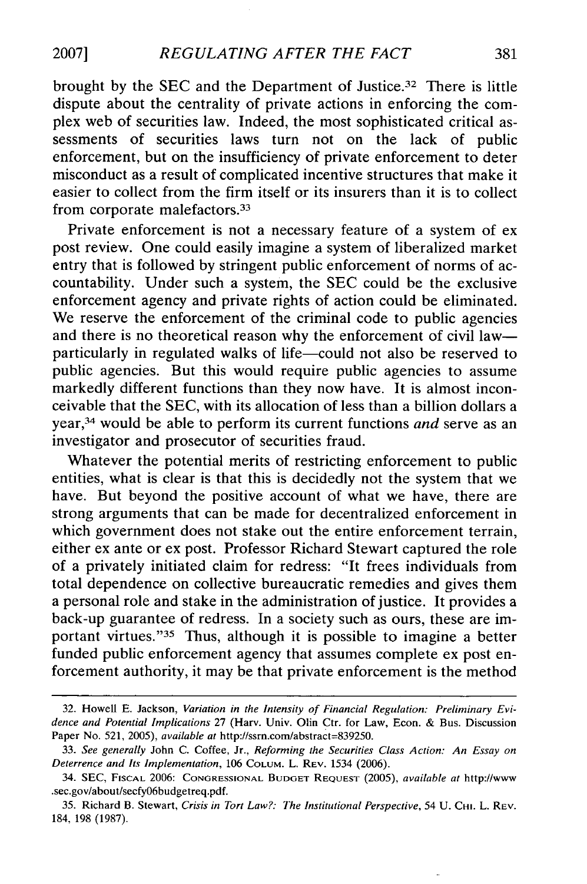brought by the SEC and the Department of Justice.[32] There is little dispute about the centrality of private actions in enforcing the complex web of securities law. Indeed, the most sophisticated critical assessments of securities laws turn not on the lack of public enforcement, but on the insufficiency of private enforcement to deter misconduct as a result of complicated incentive structures that make it easier to collect from the firm itself or its insurers than it is to collect from corporate malefactors.[33]

Private enforcement is not a necessary feature of a system of ex post review. One could easily imagine a system of liberalized market entry that is followed by stringent public enforcement of norms of accountability. Under such a system, the SEC could be the exclusive enforcement agency and private rights of action could be eliminated. We reserve the enforcement of the criminal code to public agencies and there is no theoretical reason why the enforcement of civil law—particularly in regulated walks of life—could not also be reserved to public agencies. But this would require public agencies to assume markedly different functions than they now have. It is almost inconceivable that the SEC, with its allocation of less than a billion dollars a year,[34] would be able to perform its current functions *and* serve as an investigator and prosecutor of securities fraud.

Whatever the potential merits of restricting enforcement to public entities, what is clear is that this is decidedly not the system that we have. But beyond the positive account of what we have, there are strong arguments that can be made for decentralized enforcement in which government does not stake out the entire enforcement terrain, either ex ante or ex post. Professor Richard Stewart captured the role of a privately initiated claim for redress: "It frees individuals from total dependence on collective bureaucratic remedies and gives them a personal role and stake in the administration of justice. It provides a back-up guarantee of redress. In a society such as ours, these are important virtues."[35] Thus, although it is possible to imagine a better funded public enforcement agency that assumes complete ex post enforcement authority, it may be that private enforcement is the method

---

32. Howell E. Jackson, *Variation in the Intensity of Financial Regulation: Preliminary Evidence and Potential Implications* 27 (Harv. Univ. Olin Ctr. for Law, Econ. & Bus. Discussion Paper No. 521, 2005), *available at* http://ssrn.com/abstract=839250.

33. *See generally* John C. Coffee, Jr., *Reforming the Securities Class Action: An Essay on Deterrence and Its Implementation*, 106 COLUM. L. REV. 1534 (2006).

34. SEC, FISCAL 2006: CONGRESSIONAL BUDGET REQUEST (2005), *available at* http://www.sec.gov/about/secfy06budgetreq.pdf.

35. Richard B. Stewart, *Crisis in Tort Law?: The Institutional Perspective*, 54 U. CHI. L. REV. 184, 198 (1987).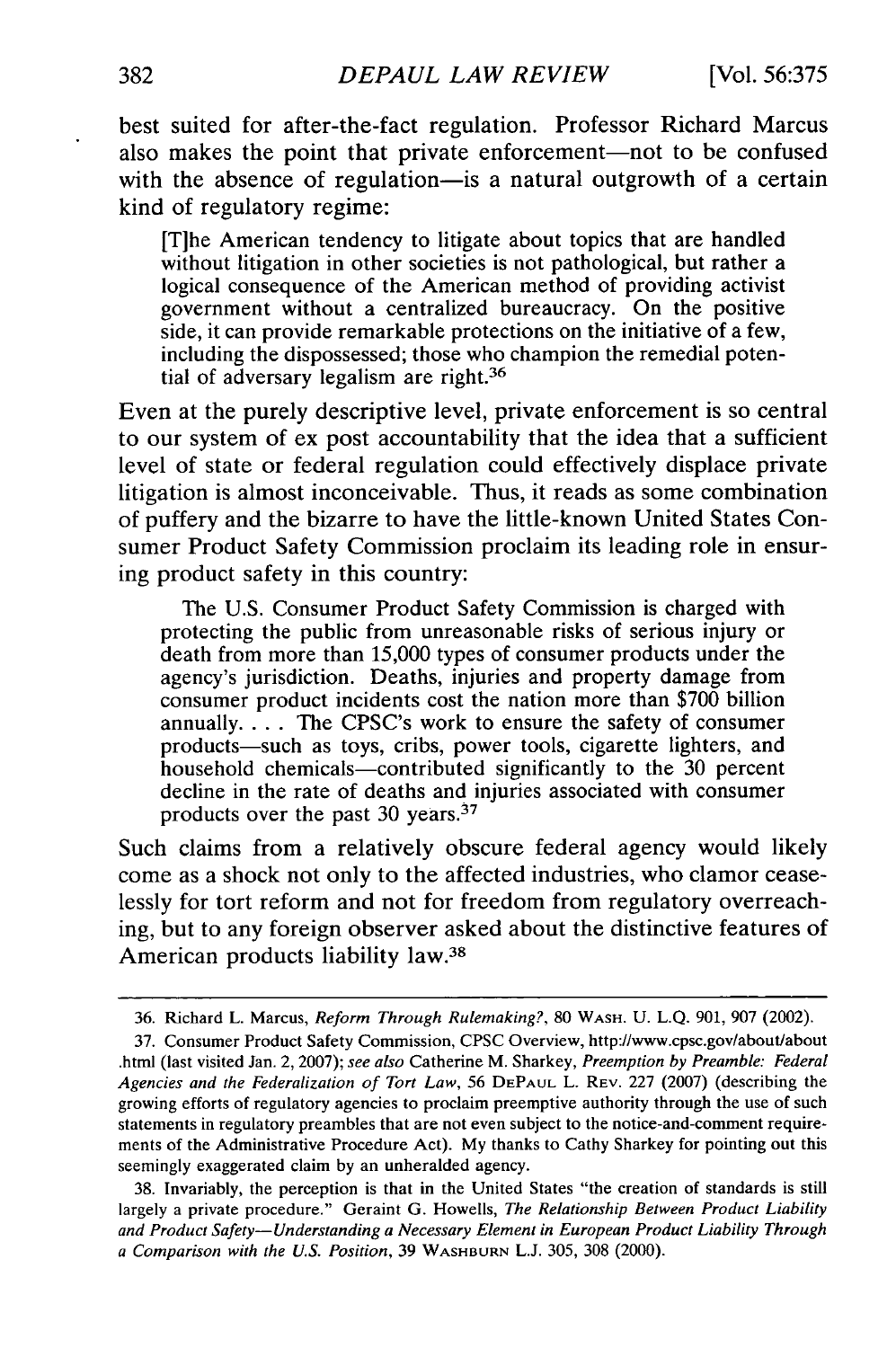best suited for after-the-fact regulation. Professor Richard Marcus also makes the point that private enforcement—not to be confused with the absence of regulation—is a natural outgrowth of a certain kind of regulatory regime:

> [T]he American tendency to litigate about topics that are handled without litigation in other societies is not pathological, but rather a logical consequence of the American method of providing activist government without a centralized bureaucracy. On the positive side, it can provide remarkable protections on the initiative of a few, including the dispossessed; those who champion the remedial potential of adversary legalism are right.[36]

Even at the purely descriptive level, private enforcement is so central to our system of ex post accountability that the idea that a sufficient level of state or federal regulation could effectively displace private litigation is almost inconceivable. Thus, it reads as some combination of puffery and the bizarre to have the little-known United States Consumer Product Safety Commission proclaim its leading role in ensuring product safety in this country:

> The U.S. Consumer Product Safety Commission is charged with protecting the public from unreasonable risks of serious injury or death from more than 15,000 types of consumer products under the agency's jurisdiction. Deaths, injuries and property damage from consumer product incidents cost the nation more than $700 billion annually. . . . The CPSC's work to ensure the safety of consumer products—such as toys, cribs, power tools, cigarette lighters, and household chemicals—contributed significantly to the 30 percent decline in the rate of deaths and injuries associated with consumer products over the past 30 years.[37]

Such claims from a relatively obscure federal agency would likely come as a shock not only to the affected industries, who clamor ceaselessly for tort reform and not for freedom from regulatory overreaching, but to any foreign observer asked about the distinctive features of American products liability law.[38]

---

36. Richard L. Marcus, *Reform Through Rulemaking?*, 80 WASH. U. L.Q. 901, 907 (2002).

37. Consumer Product Safety Commission, CPSC Overview, http://www.cpsc.gov/about/about.html (last visited Jan. 2, 2007); *see also* Catherine M. Sharkey, *Preemption by Preamble: Federal Agencies and the Federalization of Tort Law*, 56 DEPAUL L. REV. 227 (2007) (describing the growing efforts of regulatory agencies to proclaim preemptive authority through the use of such statements in regulatory preambles that are not even subject to the notice-and-comment requirements of the Administrative Procedure Act). My thanks to Cathy Sharkey for pointing out this seemingly exaggerated claim by an unheralded agency.

38. Invariably, the perception is that in the United States "the creation of standards is still largely a private procedure." Geraint G. Howells, *The Relationship Between Product Liability and Product Safety—Understanding a Necessary Element in European Product Liability Through a Comparison with the U.S. Position*, 39 WASHBURN L.J. 305, 308 (2000).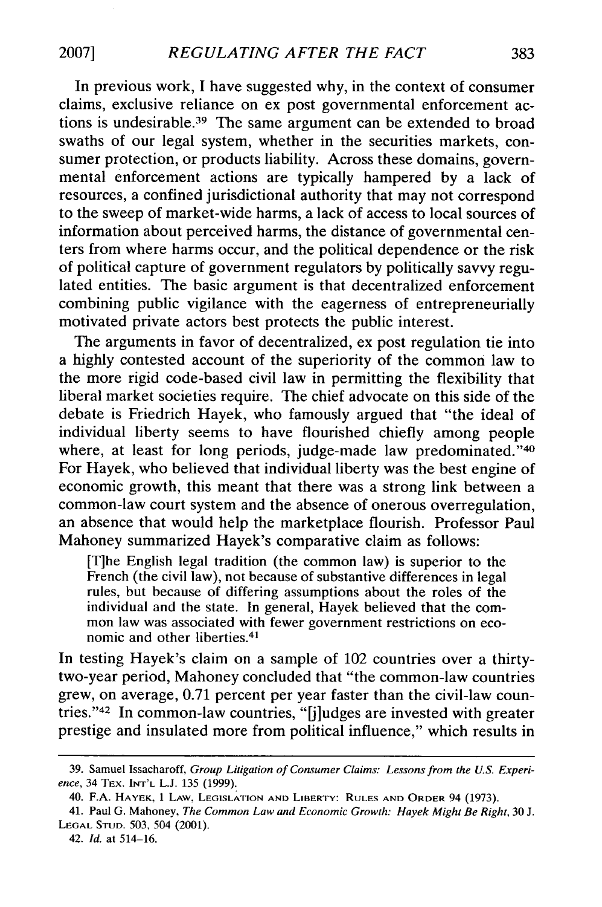In previous work, I have suggested why, in the context of consumer claims, exclusive reliance on ex post governmental enforcement actions is undesirable.[39] The same argument can be extended to broad swaths of our legal system, whether in the securities markets, consumer protection, or products liability. Across these domains, governmental enforcement actions are typically hampered by a lack of resources, a confined jurisdictional authority that may not correspond to the sweep of market-wide harms, a lack of access to local sources of information about perceived harms, the distance of governmental centers from where harms occur, and the political dependence or the risk of political capture of government regulators by politically savvy regulated entities. The basic argument is that decentralized enforcement combining public vigilance with the eagerness of entrepreneurially motivated private actors best protects the public interest.

The arguments in favor of decentralized, ex post regulation tie into a highly contested account of the superiority of the common law to the more rigid code-based civil law in permitting the flexibility that liberal market societies require. The chief advocate on this side of the debate is Friedrich Hayek, who famously argued that "the ideal of individual liberty seems to have flourished chiefly among people where, at least for long periods, judge-made law predominated."[40] For Hayek, who believed that individual liberty was the best engine of economic growth, this meant that there was a strong link between a common-law court system and the absence of onerous overregulation, an absence that would help the marketplace flourish. Professor Paul Mahoney summarized Hayek's comparative claim as follows:

> [T]he English legal tradition (the common law) is superior to the French (the civil law), not because of substantive differences in legal rules, but because of differing assumptions about the roles of the individual and the state. In general, Hayek believed that the common law was associated with fewer government restrictions on economic and other liberties.[41]

In testing Hayek's claim on a sample of 102 countries over a thirty-two-year period, Mahoney concluded that "the common-law countries grew, on average, 0.71 percent per year faster than the civil-law countries."[42] In common-law countries, "[j]udges are invested with greater prestige and insulated more from political influence," which results in

---

39. Samuel Issacharoff, *Group Litigation of Consumer Claims: Lessons from the U.S. Experience*, 34 TEX. INT'L L.J. 135 (1999).

40. F.A. HAYEK, 1 LAW, LEGISLATION AND LIBERTY: RULES AND ORDER 94 (1973).

41. Paul G. Mahoney, *The Common Law and Economic Growth: Hayek Might Be Right*, 30 J. LEGAL STUD. 503, 504 (2001).

42. *Id.* at 514–16.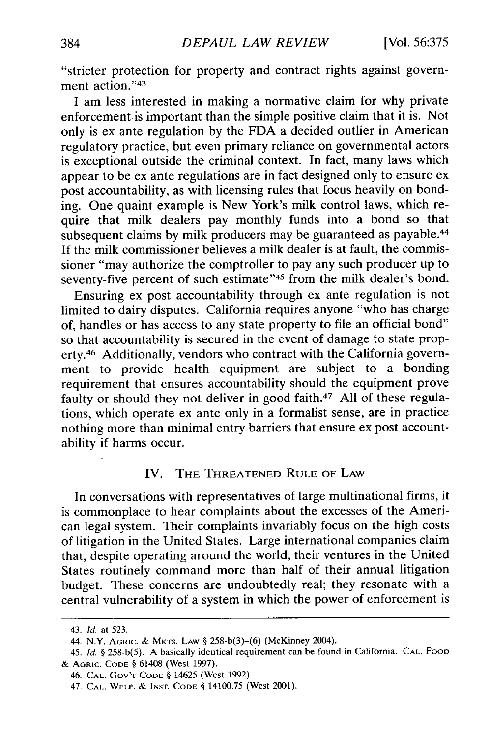"stricter protection for property and contract rights against government action."[43]

I am less interested in making a normative claim for why private enforcement is important than the simple positive claim that it is. Not only is ex ante regulation by the FDA a decided outlier in American regulatory practice, but even primary reliance on governmental actors is exceptional outside the criminal context. In fact, many laws which appear to be ex ante regulations are in fact designed only to ensure ex post accountability, as with licensing rules that focus heavily on bonding. One quaint example is New York's milk control laws, which require that milk dealers pay monthly funds into a bond so that subsequent claims by milk producers may be guaranteed as payable.[44] If the milk commissioner believes a milk dealer is at fault, the commissioner "may authorize the comptroller to pay any such producer up to seventy-five percent of such estimate"[45] from the milk dealer's bond.

Ensuring ex post accountability through ex ante regulation is not limited to dairy disputes. California requires anyone "who has charge of, handles or has access to any state property to file an official bond" so that accountability is secured in the event of damage to state property.[46] Additionally, vendors who contract with the California government to provide health equipment are subject to a bonding requirement that ensures accountability should the equipment prove faulty or should they not deliver in good faith.[47] All of these regulations, which operate ex ante only in a formalist sense, are in practice nothing more than minimal entry barriers that ensure ex post accountability if harms occur.

## IV. The Threatened Rule of Law

In conversations with representatives of large multinational firms, it is commonplace to hear complaints about the excesses of the American legal system. Their complaints invariably focus on the high costs of litigation in the United States. Large international companies claim that, despite operating around the world, their ventures in the United States routinely command more than half of their annual litigation budget. These concerns are undoubtedly real; they resonate with a central vulnerability of a system in which the power of enforcement is

---

43. *Id.* at 523.

44. N.Y. Agric. & Mkts. Law § 258-b(3)–(6) (McKinney 2004).

45. *Id.* § 258-b(5). A basically identical requirement can be found in California. Cal. Food & Agric. Code § 61408 (West 1997).

46. Cal. Gov't Code § 14625 (West 1992).

47. Cal. Welf. & Inst. Code § 14100.75 (West 2001).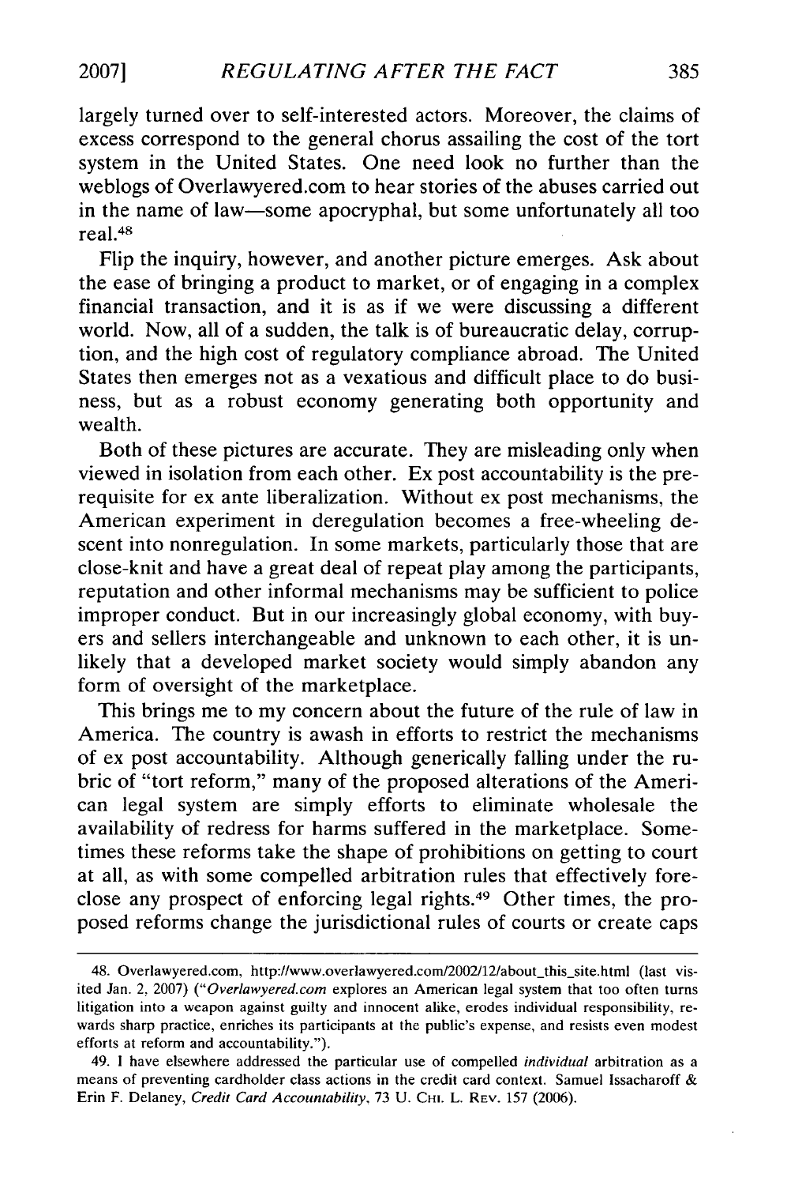largely turned over to self-interested actors. Moreover, the claims of excess correspond to the general chorus assailing the cost of the tort system in the United States. One need look no further than the weblogs of Overlawyered.com to hear stories of the abuses carried out in the name of law—some apocryphal, but some unfortunately all too real.[48]

Flip the inquiry, however, and another picture emerges. Ask about the ease of bringing a product to market, or of engaging in a complex financial transaction, and it is as if we were discussing a different world. Now, all of a sudden, the talk is of bureaucratic delay, corruption, and the high cost of regulatory compliance abroad. The United States then emerges not as a vexatious and difficult place to do business, but as a robust economy generating both opportunity and wealth.

Both of these pictures are accurate. They are misleading only when viewed in isolation from each other. Ex post accountability is the prerequisite for ex ante liberalization. Without ex post mechanisms, the American experiment in deregulation becomes a free-wheeling descent into nonregulation. In some markets, particularly those that are close-knit and have a great deal of repeat play among the participants, reputation and other informal mechanisms may be sufficient to police improper conduct. But in our increasingly global economy, with buyers and sellers interchangeable and unknown to each other, it is unlikely that a developed market society would simply abandon any form of oversight of the marketplace.

This brings me to my concern about the future of the rule of law in America. The country is awash in efforts to restrict the mechanisms of ex post accountability. Although generically falling under the rubric of "tort reform," many of the proposed alterations of the American legal system are simply efforts to eliminate wholesale the availability of redress for harms suffered in the marketplace. Sometimes these reforms take the shape of prohibitions on getting to court at all, as with some compelled arbitration rules that effectively foreclose any prospect of enforcing legal rights.[49] Other times, the proposed reforms change the jurisdictional rules of courts or create caps

---

48. Overlawyered.com, http://www.overlawyered.com/2002/12/about_this_site.html (last visited Jan. 2, 2007) ("*Overlawyered.com* explores an American legal system that too often turns litigation into a weapon against guilty and innocent alike, erodes individual responsibility, rewards sharp practice, enriches its participants at the public's expense, and resists even modest efforts at reform and accountability.").

49. I have elsewhere addressed the particular use of compelled *individual* arbitration as a means of preventing cardholder class actions in the credit card context. Samuel Issacharoff & Erin F. Delaney, *Credit Card Accountability*, 73 U. CHI. L. REV. 157 (2006).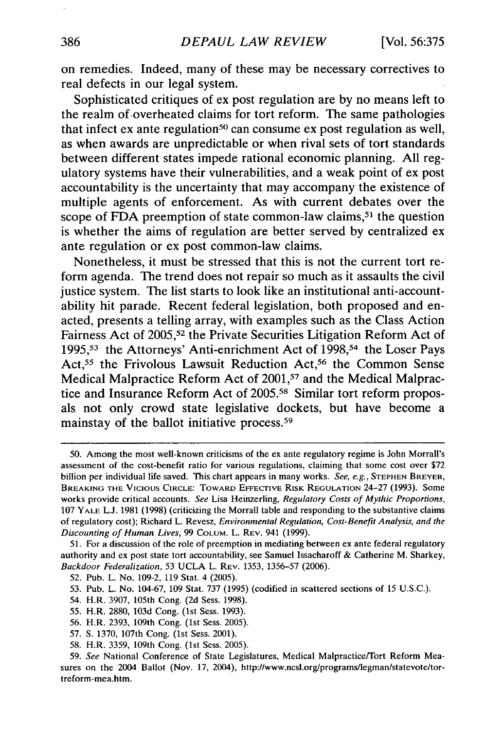on remedies. Indeed, many of these may be necessary correctives to real defects in our legal system.

Sophisticated critiques of ex post regulation are by no means left to the realm of overheated claims for tort reform. The same pathologies that infect ex ante regulation[50] can consume ex post regulation as well, as when awards are unpredictable or when rival sets of tort standards between different states impede rational economic planning. All regulatory systems have their vulnerabilities, and a weak point of ex post accountability is the uncertainty that may accompany the existence of multiple agents of enforcement. As with current debates over the scope of FDA preemption of state common-law claims,[51] the question is whether the aims of regulation are better served by centralized ex ante regulation or ex post common-law claims.

Nonetheless, it must be stressed that this is not the current tort reform agenda. The trend does not repair so much as it assaults the civil justice system. The list starts to look like an institutional anti-accountability hit parade. Recent federal legislation, both proposed and enacted, presents a telling array, with examples such as the Class Action Fairness Act of 2005,[52] the Private Securities Litigation Reform Act of 1995,[53] the Attorneys' Anti-enrichment Act of 1998,[54] the Loser Pays Act,[55] the Frivolous Lawsuit Reduction Act,[56] the Common Sense Medical Malpractice Reform Act of 2001,[57] and the Medical Malpractice and Insurance Reform Act of 2005.[58] Similar tort reform proposals not only crowd state legislative dockets, but have become a mainstay of the ballot initiative process.[59]

---

50. Among the most well-known criticisms of the ex ante regulatory regime is John Morrall's assessment of the cost-benefit ratio for various regulations, claiming that some cost over $72 billion per individual life saved. This chart appears in many works. *See, e.g.*, STEPHEN BREYER, BREAKING THE VICIOUS CIRCLE: TOWARD EFFECTIVE RISK REGULATION 24–27 (1993). Some works provide critical accounts. *See* Lisa Heinzerling, *Regulatory Costs of Mythic Proportions*, 107 YALE L.J. 1981 (1998) (criticizing the Morrall table and responding to the substantive claims of regulatory cost); Richard L. Revesz, *Environmental Regulation, Cost-Benefit Analysis, and the Discounting of Human Lives*, 99 COLUM. L. REV. 941 (1999).

51. For a discussion of the role of preemption in mediating between ex ante federal regulatory authority and ex post state tort accountability, see Samuel Issacharoff & Catherine M. Sharkey, *Backdoor Federalization*, 53 UCLA L. REV. 1353, 1356–57 (2006).

52. Pub. L. No. 109-2, 119 Stat. 4 (2005).

53. Pub. L. No. 104-67, 109 Stat. 737 (1995) (codified in scattered sections of 15 U.S.C.).

54. H.R. 3907, 105th Cong. (2d Sess. 1998).

55. H.R. 2880, 103d Cong. (1st Sess. 1993).

56. H.R. 2393, 109th Cong. (1st Sess. 2005).

57. S. 1370, 107th Cong. (1st Sess. 2001).

58. H.R. 3359, 109th Cong. (1st Sess. 2005).

59. *See* National Conference of State Legislatures, Medical Malpractice/Tort Reform Measures on the 2004 Ballot (Nov. 17, 2004), http://www.ncsl.org/programs/legman/statevote/tortreform-mea.htm.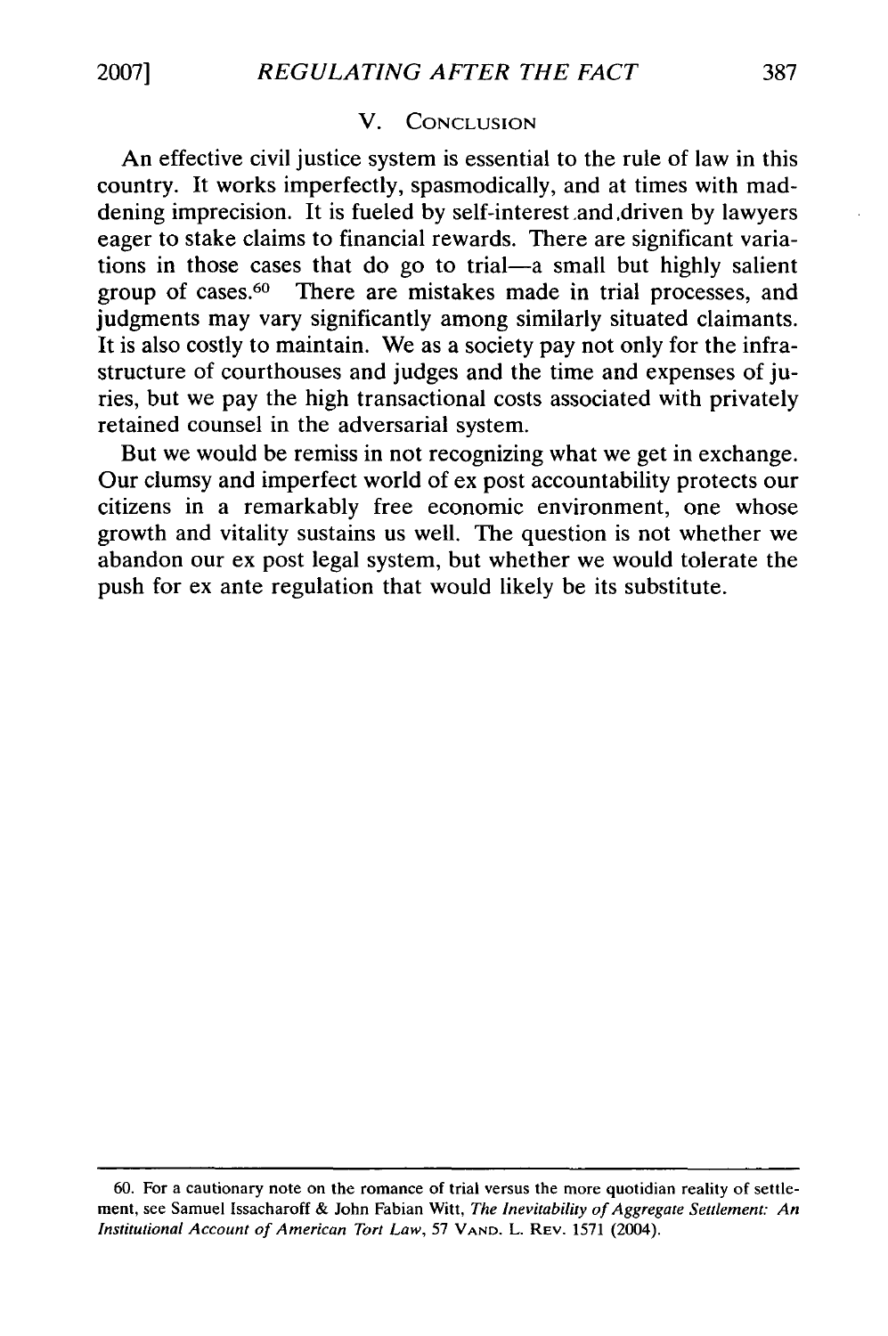## V. Conclusion

An effective civil justice system is essential to the rule of law in this country. It works imperfectly, spasmodically, and at times with maddening imprecision. It is fueled by self-interest and driven by lawyers eager to stake claims to financial rewards. There are significant variations in those cases that do go to trial—a small but highly salient group of cases.[60] There are mistakes made in trial processes, and judgments may vary significantly among similarly situated claimants. It is also costly to maintain. We as a society pay not only for the infrastructure of courthouses and judges and the time and expenses of juries, but we pay the high transactional costs associated with privately retained counsel in the adversarial system.

But we would be remiss in not recognizing what we get in exchange. Our clumsy and imperfect world of ex post accountability protects our citizens in a remarkably free economic environment, one whose growth and vitality sustains us well. The question is not whether we abandon our ex post legal system, but whether we would tolerate the push for ex ante regulation that would likely be its substitute.

---

60. For a cautionary note on the romance of trial versus the more quotidian reality of settlement, see Samuel Issacharoff & John Fabian Witt, *The Inevitability of Aggregate Settlement: An Institutional Account of American Tort Law*, 57 Vand. L. Rev. 1571 (2004).